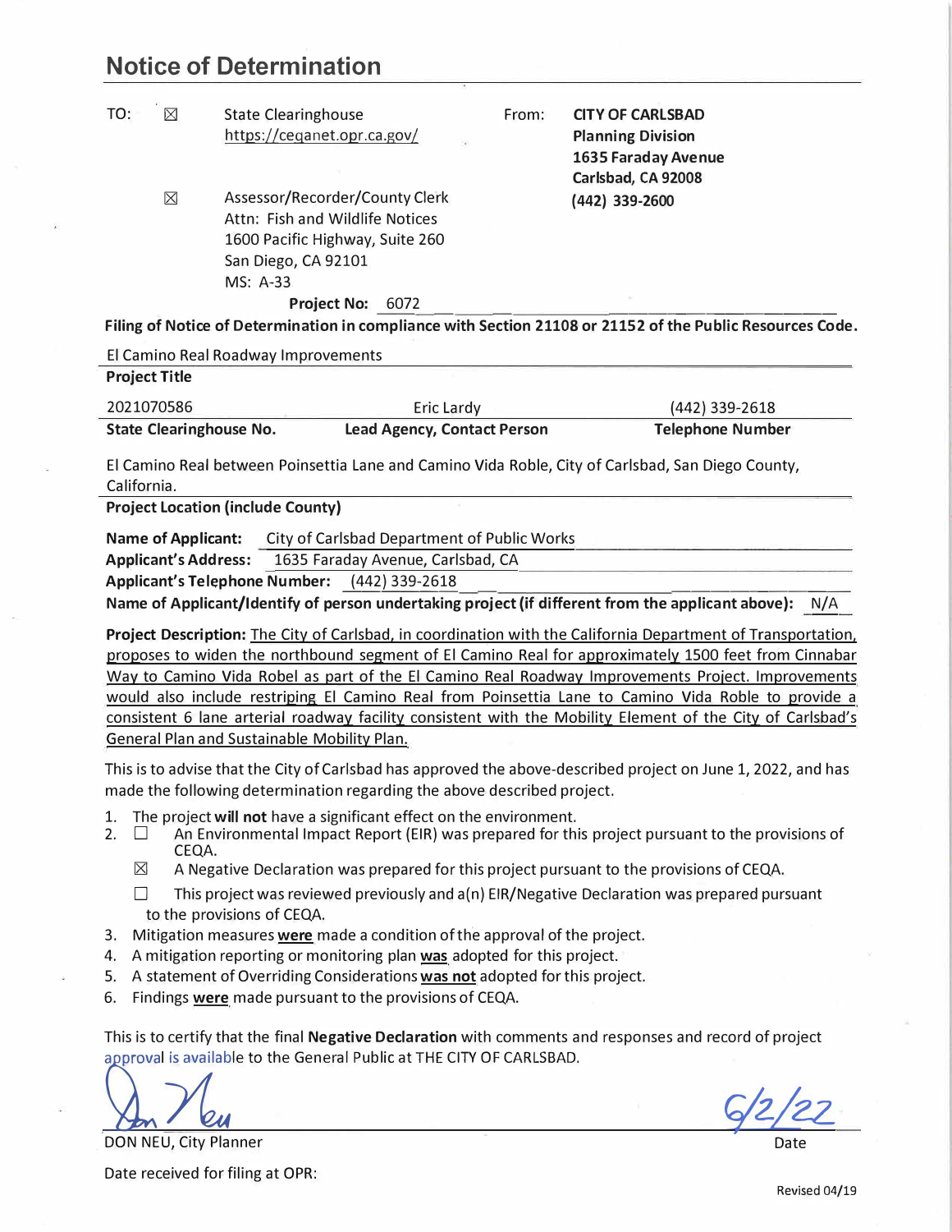# Notice of Debermination

| TO: | | From: |
|---|---|---|
| ☒ | State Clearinghouse<br>https://ceqanet.opr.ca.gov/ | **CITY OF CARLSBAD**<br>**Planning Division**<br>**1635 Faraday Avenue**<br>**Carlsbad, CA 92008**<br>**(442) 339-2600** |
| ☒ | Assessor/Recorder/County Clerk<br>Attn: Fish and Wildlife Notices<br>1600 Pacific Highway, Suite 260<br>San Diego, CA 92101<br>MS: A-33 | |

**Project No:** 6072

**Filing of Notice of Determination in compliance with Section 21108 or 21152 of the Public Resources Code.**

El Camino Real Roadway Improvements
**Project Title**

| 2021070586 | Eric Lardy | (442) 339-2618 |
|---|---|---|
| **State Clearinghouse No.** | **Lead Agency, Contact Person** | **Telephone Number** |

El Camino Real between Poinsettia Lane and Camino Vida Roble, City of Carlsbad, San Diego County, California.
**Project Location (include County)**

**Name of Applicant:** City of Carlsbad Department of Public Works
**Applicant's Address:** 1635 Faraday Avenue, Carlsbad, CA
**Applicant's Telephone Number:** (442) 339-2618
**Name of Applicant/Identify of person undertaking project (if different from the applicant above):** N/A

**Project Description:** The City of Carlsbad, in coordination with the California Department of Transportation, proposes to widen the northbound segment of El Camino Real for approximately 1500 feet from Cinnabar Way to Camino Vida Robel as part of the El Camino Real Roadway Improvements Project. Improvements would also include restriping El Camino Real from Poinsettia Lane to Camino Vida Roble to provide a consistent 6 lane arterial roadway facility consistent with the Mobility Element of the City of Carlsbad's General Plan and Sustainable Mobility Plan.

This is to advise that the City of Carlsbad has approved the above-described project on June 1, 2022, and has made the following determination regarding the above described project.

1. The project **will not** have a significant effect on the environment.
2. ☐ An Environmental Impact Report (EIR) was prepared for this project pursuant to the provisions of CEQA.
   ☒ A Negative Declaration was prepared for this project pursuant to the provisions of CEQA.
   ☐ This project was reviewed previously and a(n) EIR/Negative Declaration was prepared pursuant to the provisions of CEQA.
3. Mitigation measures **were** made a condition of the approval of the project.
4. A mitigation reporting or monitoring plan **was** adopted for this project.
5. A statement of Overriding Considerations **was not** adopted for this project.
6. Findings **were** made pursuant to the provisions of CEQA.

This is to certify that the final **Negative Declaration** with comments and responses and record of project approval is available to the General Public at THE CITY OF CARLSBAD.

DON NEU, City Planner

Date: 6/2/22

Date received for filing at OPR:

Revised 04/19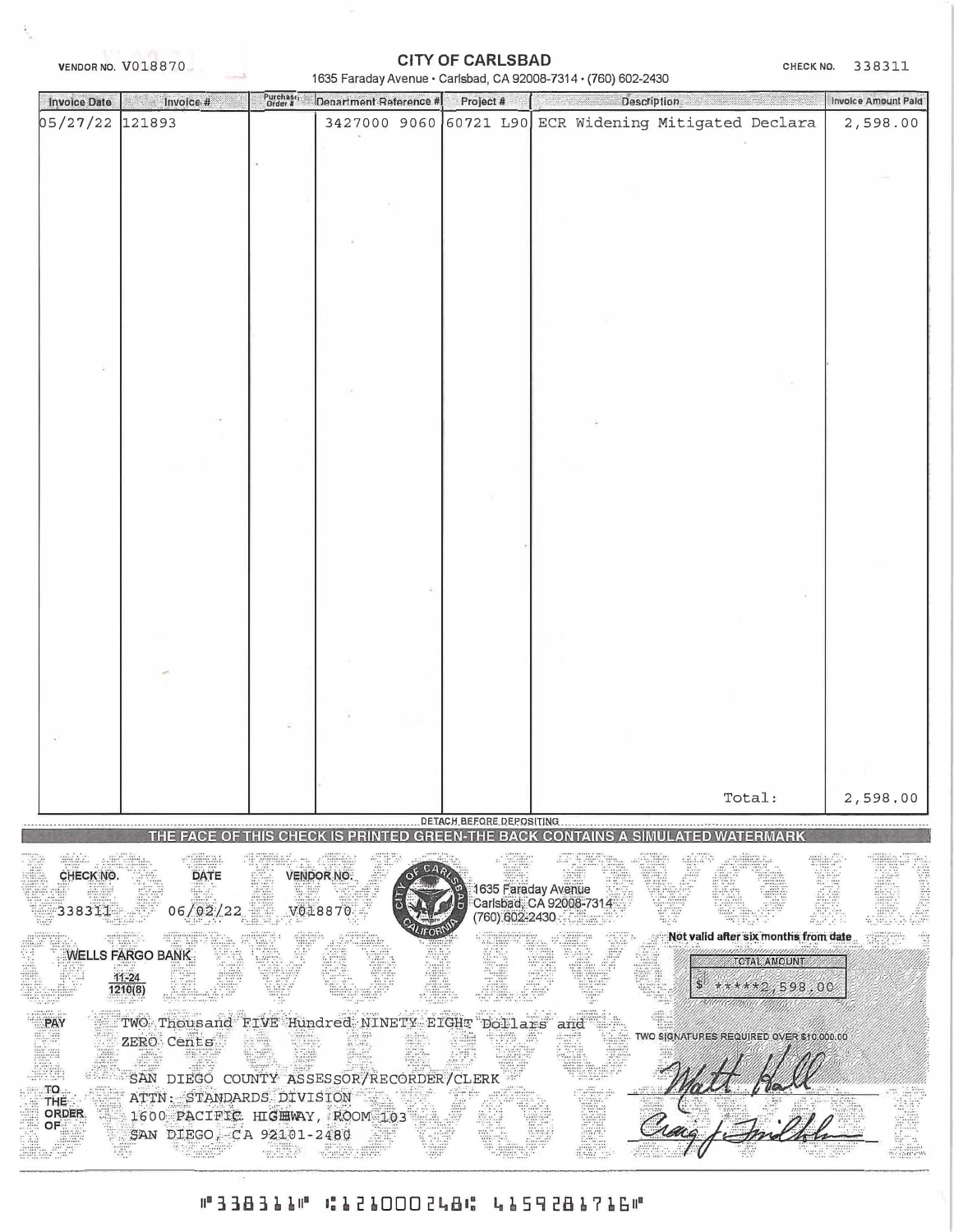VENDOR NO. V018870

**CITY OF CARLSBAD**

1635 Faraday Avenue · Carlsbad, CA 92008-7314 · (760) 602-2430

CHECK NO. 338311

| Invoice Date | Invoice # | Purchase Order # | Department Reference # | Project # | Description | Invoice Amount Paid |
|---|---|---|---|---|---|---|
| 05/27/22 | 121893 | | 3427000 9060 | 60721 L90 | ECR Widening Mitigated Declara | 2,598.00 |
| | | | | | Total: | 2,598.00 |

DETACH BEFORE DEPOSITING

THE FACE OF THIS CHECK IS PRINTED GREEN-THE BACK CONTAINS A SIMULATED WATERMARK

CHECK NO. 338311

DATE 06/02/22

VENDOR NO. V018870

1635 Faraday Avenue
Carlsbad, CA 92008-7314
(760) 602-2430

Not valid after six months from date

WELLS FARGO BANK

11-24
1210(8)

TOTAL AMOUNT

$ *****2,598.00

PAY TWO Thousand FIVE Hundred NINETY EIGHT Dollars and ZERO Cents

TWO SIGNATURES REQUIRED OVER $10,000.00

TO THE ORDER OF

SAN DIEGO COUNTY ASSESSOR/RECORDER/CLERK
ATTN: STANDARDS DIVISION
1600 PACIFIC HIGHWAY, ROOM 103
SAN DIEGO, CA 92101-2480

Matt Hall

Craig J. Lindholm

⑈338311⑈ ⑆121000248⑆ 4159281716⑈